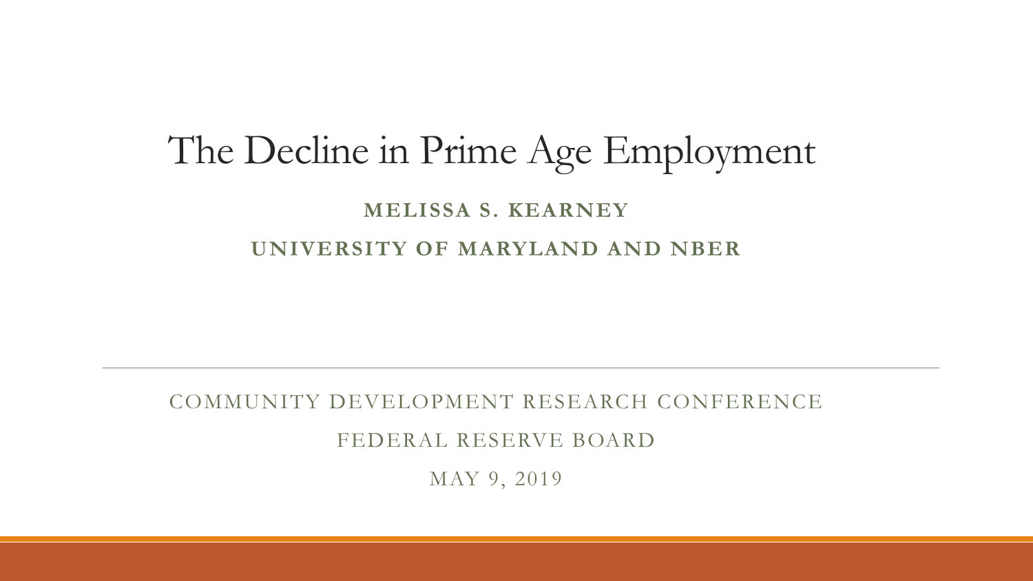# The Decline in Prime Age Employment

**MELISSA S. KEARNEY**

**UNIVERSITY OF MARYLAND AND NBER**

---

COMMUNITY DEVELOPMENT RESEARCH CONFERENCE

FEDERAL RESERVE BOARD

MAY 9, 2019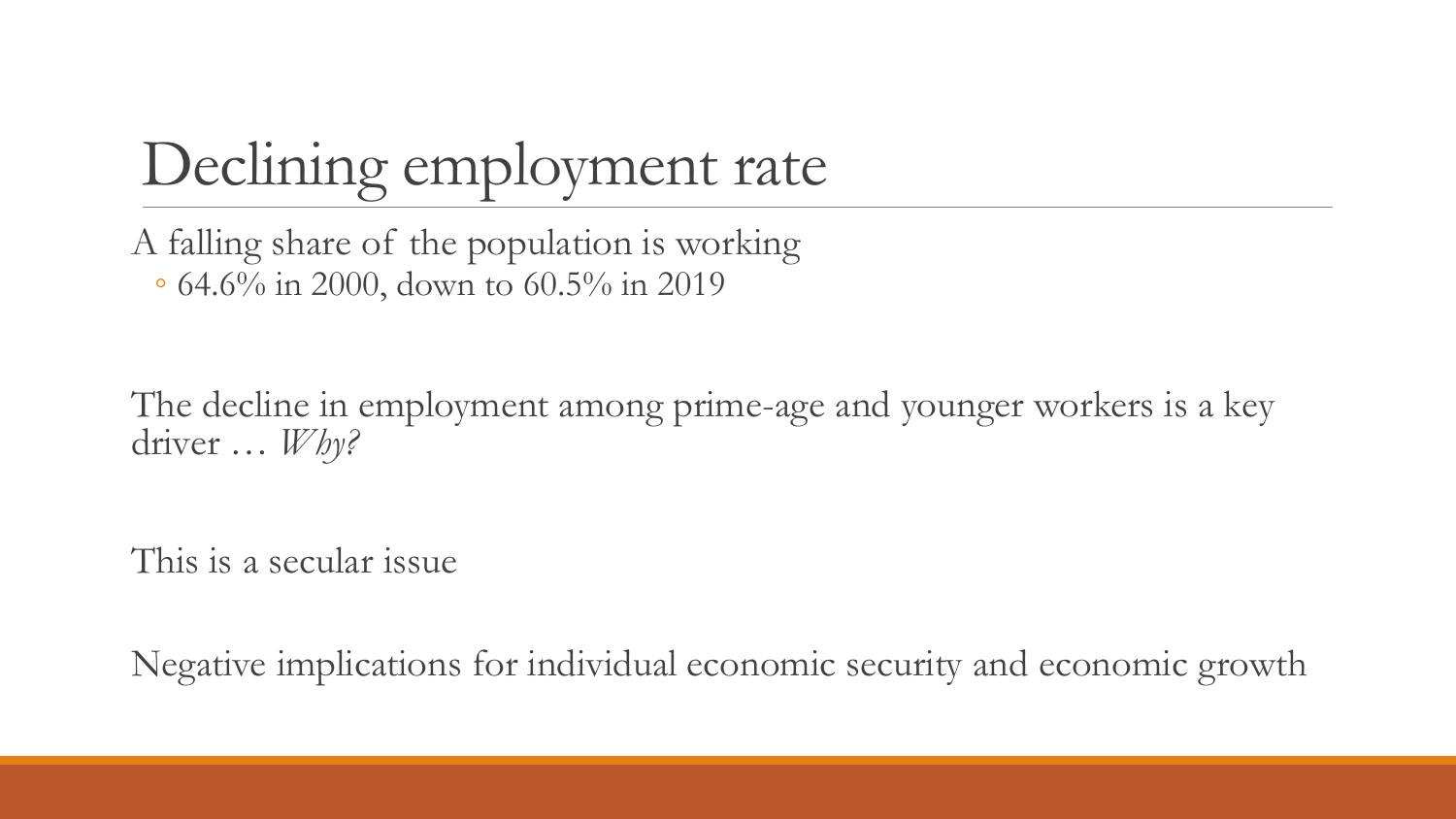# Declining employment rate

A falling share of the population is working

- 64.6% in 2000, down to 60.5% in 2019

The decline in employment among prime-age and younger workers is a key driver … *Why?*

This is a secular issue

Negative implications for individual economic security and economic growth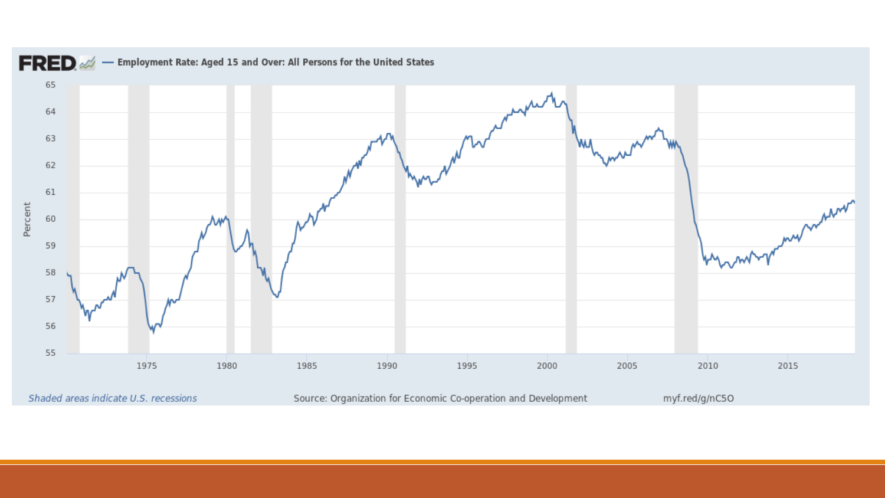FRED — Employment Rate: Aged 15 and Over: All Persons for the United States

Percent: 55–65

Years: 1975, 1980, 1985, 1990, 1995, 2000, 2005, 2010, 2015

*Shaded areas indicate U.S. recessions*

Source: Organization for Economic Co-operation and Development

myf.red/g/nC5O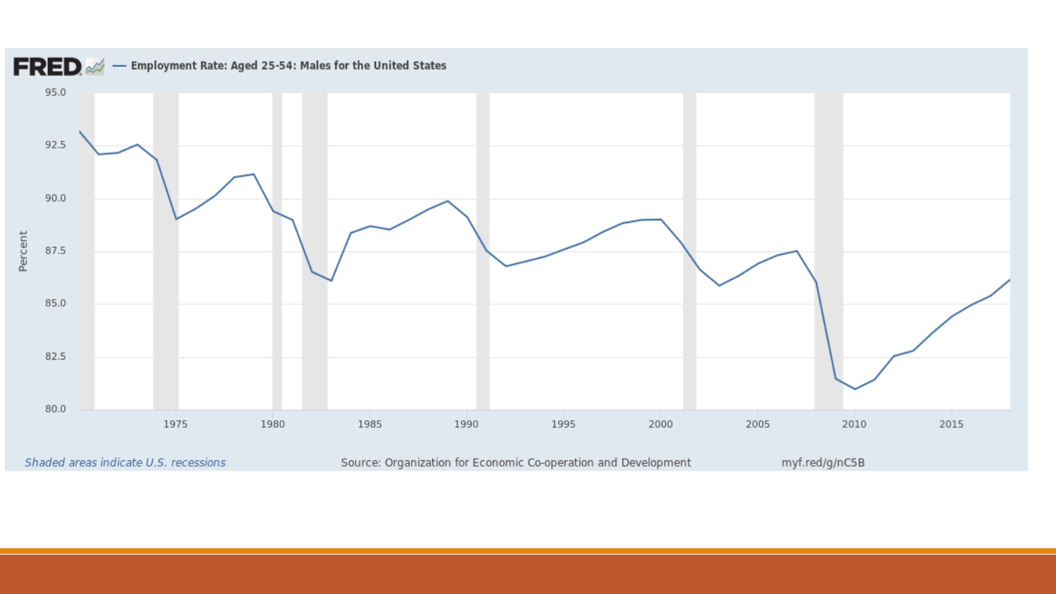FRED — Employment Rate: Aged 25-54: Males for the United States

Percent

95.0
92.5
90.0
87.5
85.0
82.5
80.0

1975 1980 1985 1990 1995 2000 2005 2010 2015

*Shaded areas indicate U.S. recessions*

Source: Organization for Economic Co-operation and Development

myf.red/g/nC5B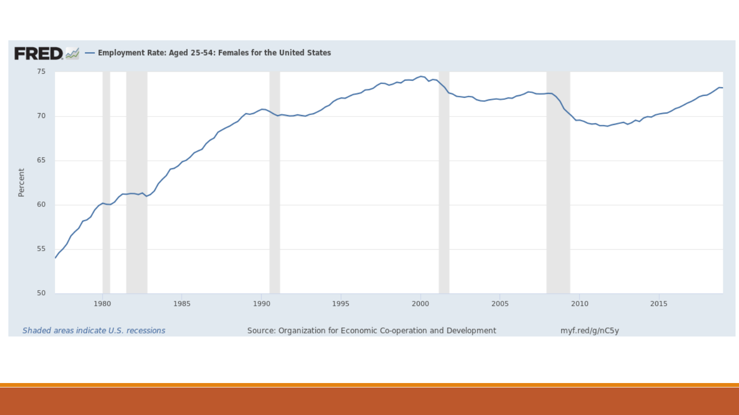FRED — Employment Rate: Aged 25-54: Females for the United States

Shaded areas indicate U.S. recessions

Source: Organization for Economic Co-operation and Development

myf.red/g/nC5y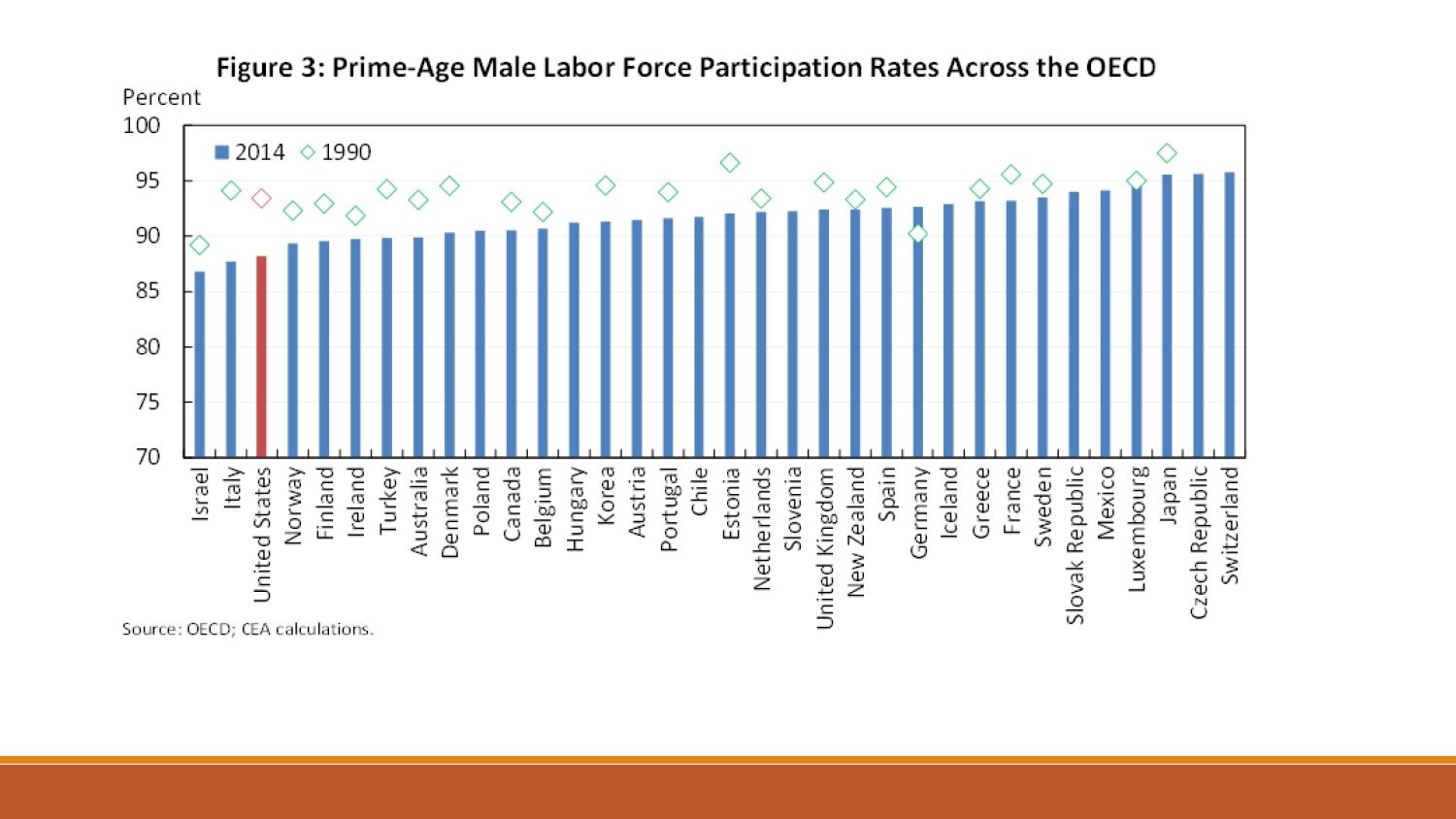**Figure 3: Prime-Age Male Labor Force Participation Rates Across the OECD**

Percent

Legend: 2014 (bars), 1990 (diamonds)

Countries: Israel, Italy, United States, Norway, Finland, Ireland, Turkey, Australia, Denmark, Poland, Canada, Belgium, Hungary, Korea, Austria, Portugal, Chile, Estonia, Netherlands, Slovenia, United Kingdom, New Zealand, Spain, Germany, Iceland, Greece, France, Sweden, Slovak Republic, Mexico, Luxembourg, Japan, Czech Republic, Switzerland

Source: OECD; CEA calculations.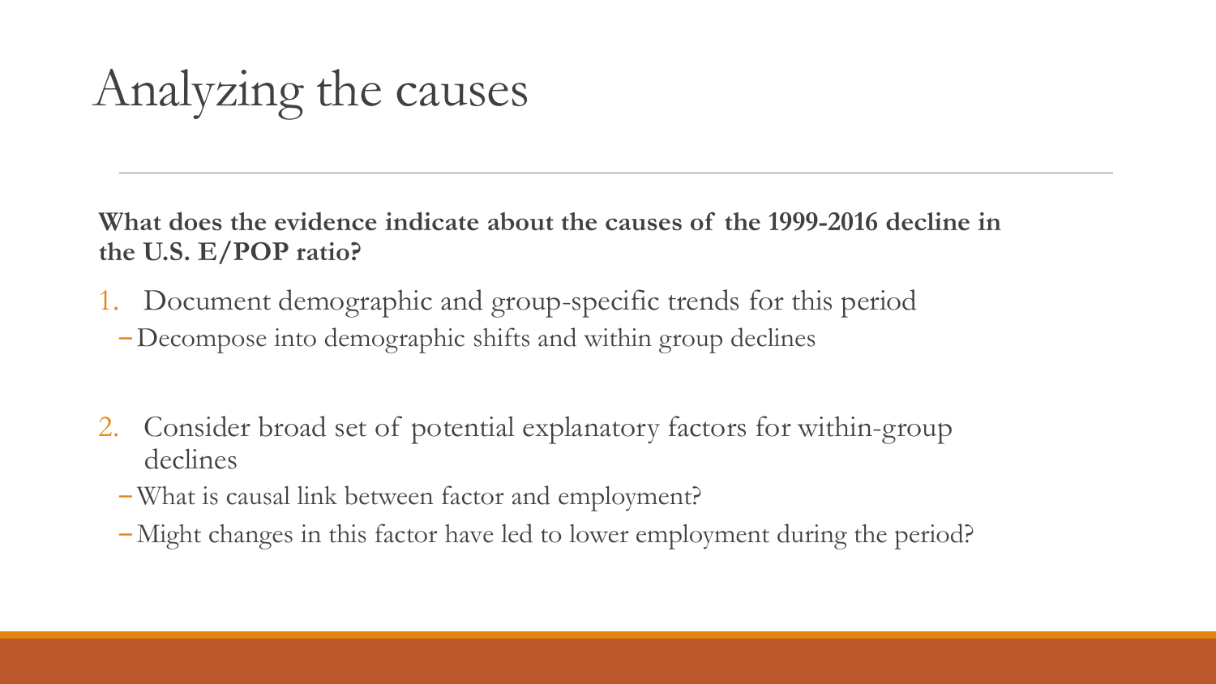# Analyzing the causes

**What does the evidence indicate about the causes of the 1999-2016 decline in the U.S. E/POP ratio?**

1. Document demographic and group-specific trends for this period
   - Decompose into demographic shifts and within group declines

2. Consider broad set of potential explanatory factors for within-group declines
   - What is causal link between factor and employment?
   - Might changes in this factor have led to lower employment during the period?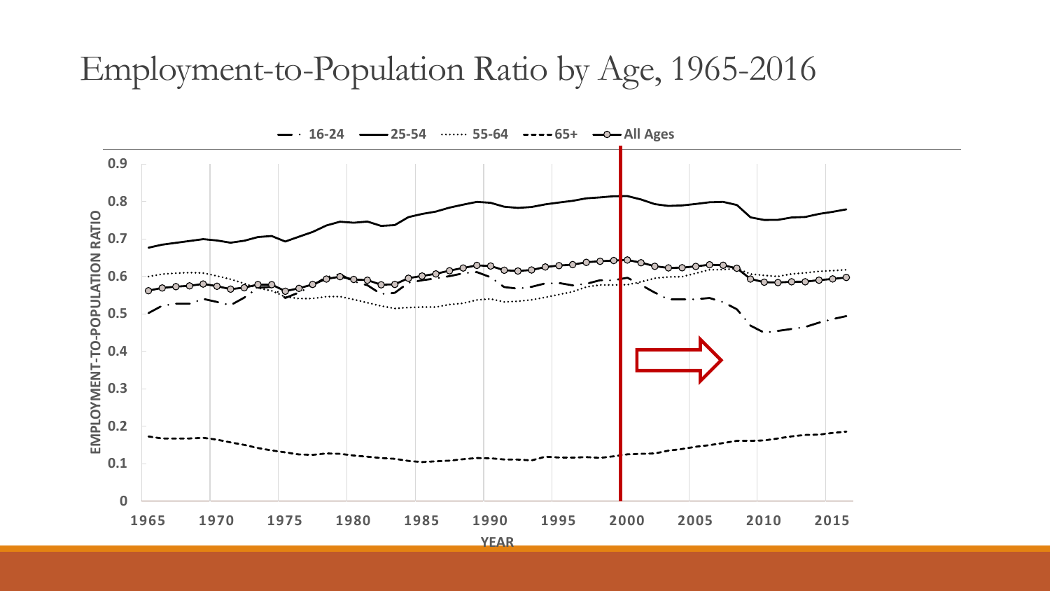# Employment-to-Population Ratio by Age, 1965-2016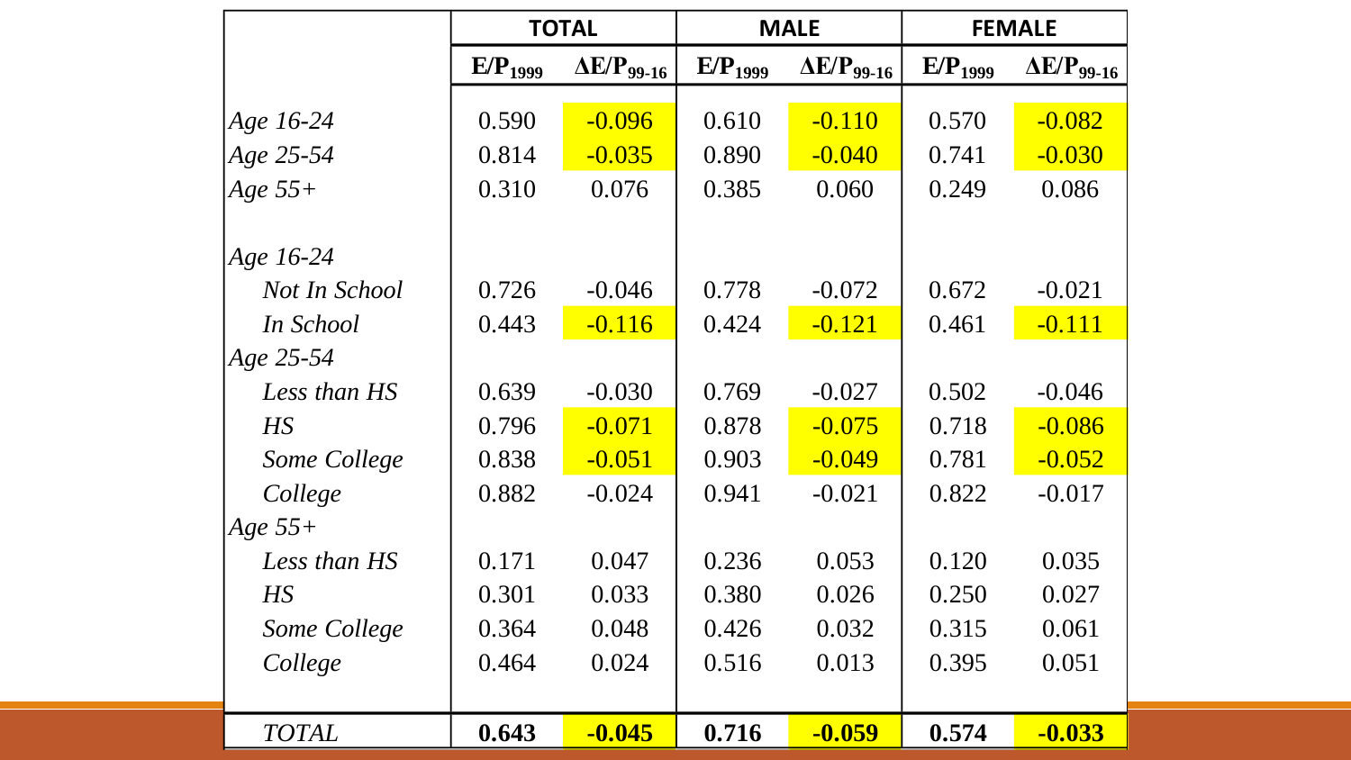| | TOTAL | | MALE | | FEMALE | |
|---|---|---|---|---|---|---|
| | $E/P_{1999}$ | $\Delta E/P_{99\text{-}16}$ | $E/P_{1999}$ | $\Delta E/P_{99\text{-}16}$ | $E/P_{1999}$ | $\Delta E/P_{99\text{-}16}$ |
| *Age 16-24* | 0.590 | -0.096 | 0.610 | -0.110 | 0.570 | -0.082 |
| *Age 25-54* | 0.814 | -0.035 | 0.890 | -0.040 | 0.741 | -0.030 |
| *Age 55+* | 0.310 | 0.076 | 0.385 | 0.060 | 0.249 | 0.086 |
| | | | | | | |
| *Age 16-24* | | | | | | |
| *Not In School* | 0.726 | -0.046 | 0.778 | -0.072 | 0.672 | -0.021 |
| *In School* | 0.443 | -0.116 | 0.424 | -0.121 | 0.461 | -0.111 |
| *Age 25-54* | | | | | | |
| *Less than HS* | 0.639 | -0.030 | 0.769 | -0.027 | 0.502 | -0.046 |
| *HS* | 0.796 | -0.071 | 0.878 | -0.075 | 0.718 | -0.086 |
| *Some College* | 0.838 | -0.051 | 0.903 | -0.049 | 0.781 | -0.052 |
| *College* | 0.882 | -0.024 | 0.941 | -0.021 | 0.822 | -0.017 |
| *Age 55+* | | | | | | |
| *Less than HS* | 0.171 | 0.047 | 0.236 | 0.053 | 0.120 | 0.035 |
| *HS* | 0.301 | 0.033 | 0.380 | 0.026 | 0.250 | 0.027 |
| *Some College* | 0.364 | 0.048 | 0.426 | 0.032 | 0.315 | 0.061 |
| *College* | 0.464 | 0.024 | 0.516 | 0.013 | 0.395 | 0.051 |
| | | | | | | |
| *TOTAL* | **0.643** | **-0.045** | **0.716** | **-0.059** | **0.574** | **-0.033** |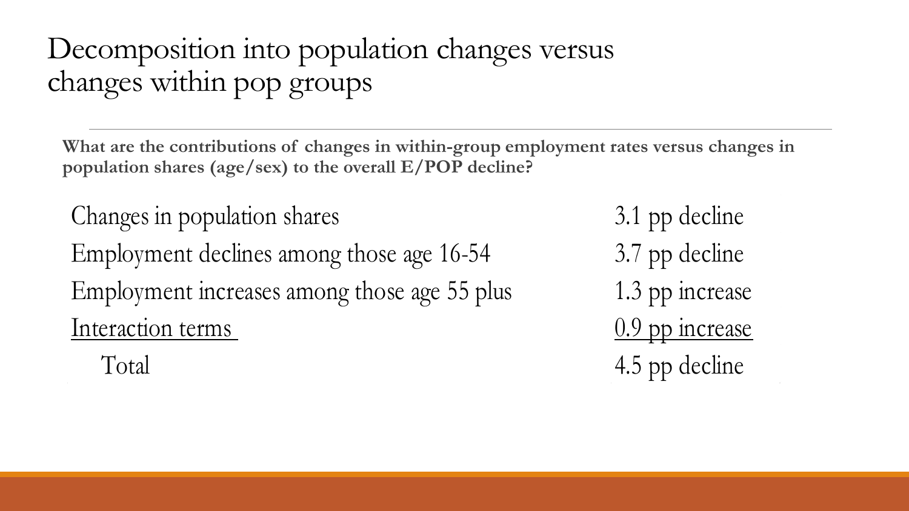# Decomposition into population changes versus changes within pop groups

**What are the contributions of changes in within-group employment rates versus changes in population shares (age/sex) to the overall E/POP decline?**

| | |
|---|---|
| Changes in population shares | 3.1 pp decline |
| Employment declines among those age 16-54 | 3.7 pp decline |
| Employment increases among those age 55 plus | 1.3 pp increase |
| Interaction terms | 0.9 pp increase |
| Total | 4.5 pp decline |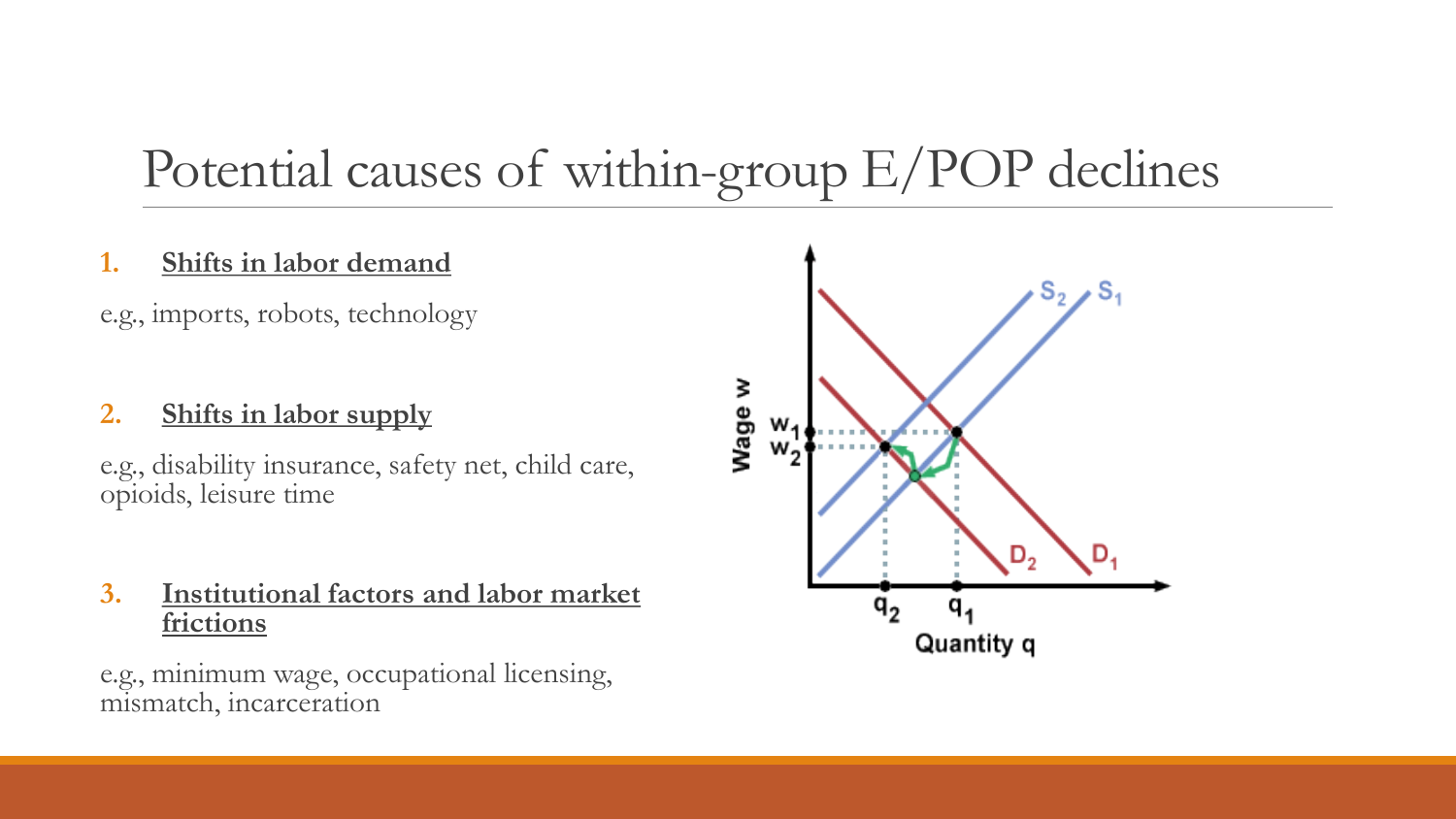# Potential causes of within-group E/POP declines

1. **Shifts in labor demand**

e.g., imports, robots, technology

2. **Shifts in labor supply**

e.g., disability insurance, safety net, child care, opioids, leisure time

3. **Institutional factors and labor market frictions**

e.g., minimum wage, occupational licensing, mismatch, incarceration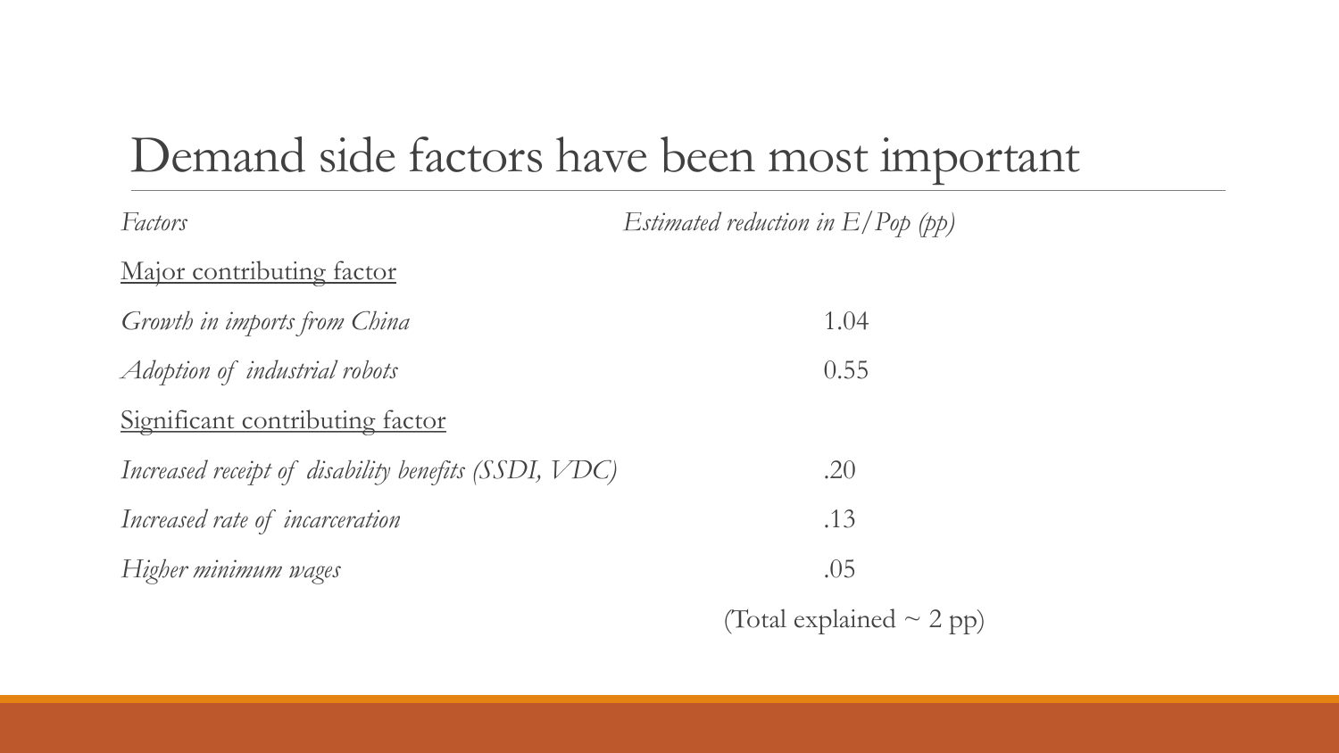# Demand side factors have been most important

| *Factors* | *Estimated reduction in E/Pop (pp)* |
|---|---|
| Major contributing factor | |
| *Growth in imports from China* | 1.04 |
| *Adoption of industrial robots* | 0.55 |
| Significant contributing factor | |
| *Increased receipt of disability benefits (SSDI, VDC)* | .20 |
| *Increased rate of incarceration* | .13 |
| *Higher minimum wages* | .05 |
| | (Total explained ~ 2 pp) |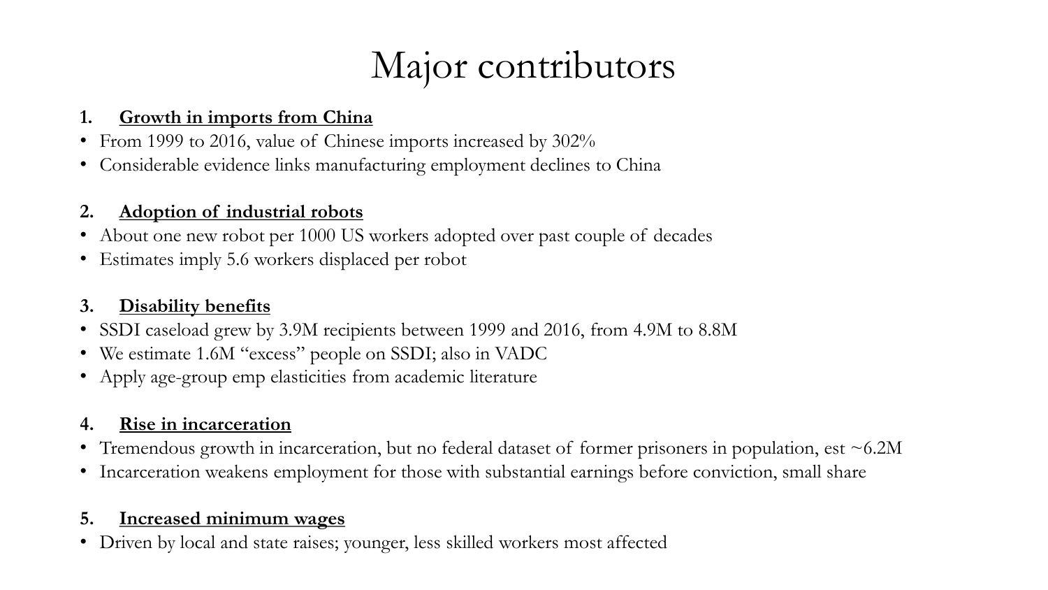# Major contributors

1. **Growth in imports from China**

- From 1999 to 2016, value of Chinese imports increased by 302%
- Considerable evidence links manufacturing employment declines to China

2. **Adoption of industrial robots**

- About one new robot per 1000 US workers adopted over past couple of decades
- Estimates imply 5.6 workers displaced per robot

3. **Disability benefits**

- SSDI caseload grew by 3.9M recipients between 1999 and 2016, from 4.9M to 8.8M
- We estimate 1.6M "excess" people on SSDI; also in VADC
- Apply age-group emp elasticities from academic literature

4. **Rise in incarceration**

- Tremendous growth in incarceration, but no federal dataset of former prisoners in population, est ~6.2M
- Incarceration weakens employment for those with substantial earnings before conviction, small share

5. **Increased minimum wages**

- Driven by local and state raises; younger, less skilled workers most affected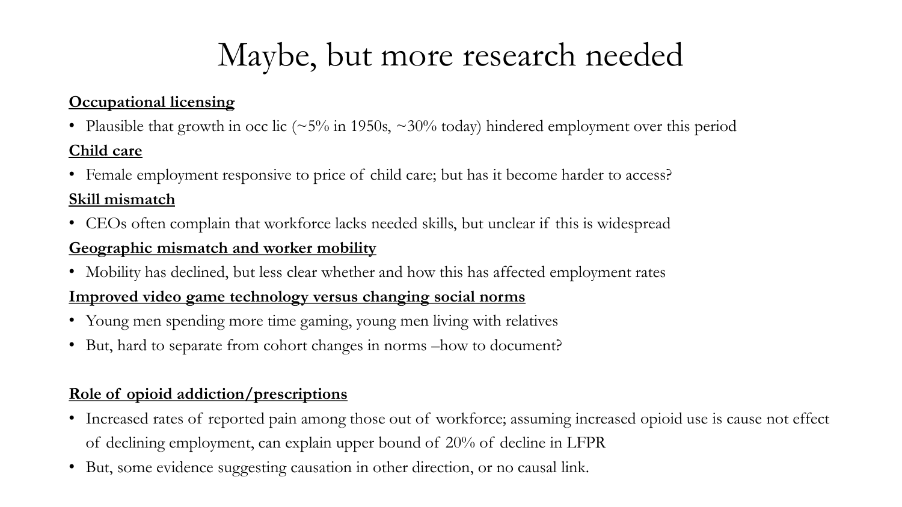# Maybe, but more research needed

**Occupational licensing**

- Plausible that growth in occ lic (~5% in 1950s, ~30% today) hindered employment over this period

**Child care**

- Female employment responsive to price of child care; but has it become harder to access?

**Skill mismatch**

- CEOs often complain that workforce lacks needed skills, but unclear if this is widespread

**Geographic mismatch and worker mobility**

- Mobility has declined, but less clear whether and how this has affected employment rates

**Improved video game technology versus changing social norms**

- Young men spending more time gaming, young men living with relatives
- But, hard to separate from cohort changes in norms –how to document?

**Role of opioid addiction/prescriptions**

- Increased rates of reported pain among those out of workforce; assuming increased opioid use is cause not effect of declining employment, can explain upper bound of 20% of decline in LFPR
- But, some evidence suggesting causation in other direction, or no causal link.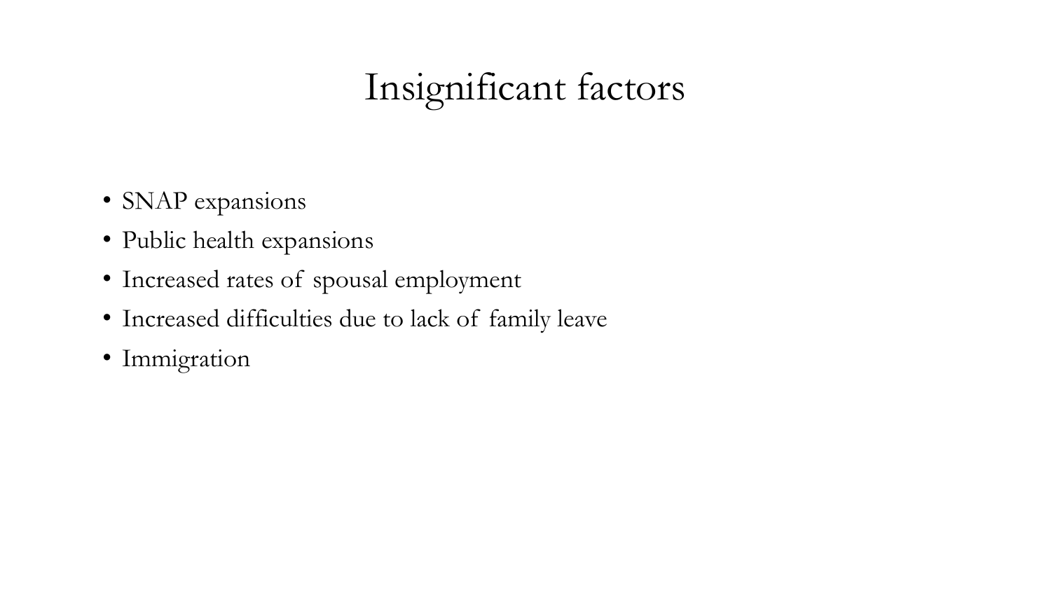# Insignificant factors

- SNAP expansions
- Public health expansions
- Increased rates of spousal employment
- Increased difficulties due to lack of family leave
- Immigration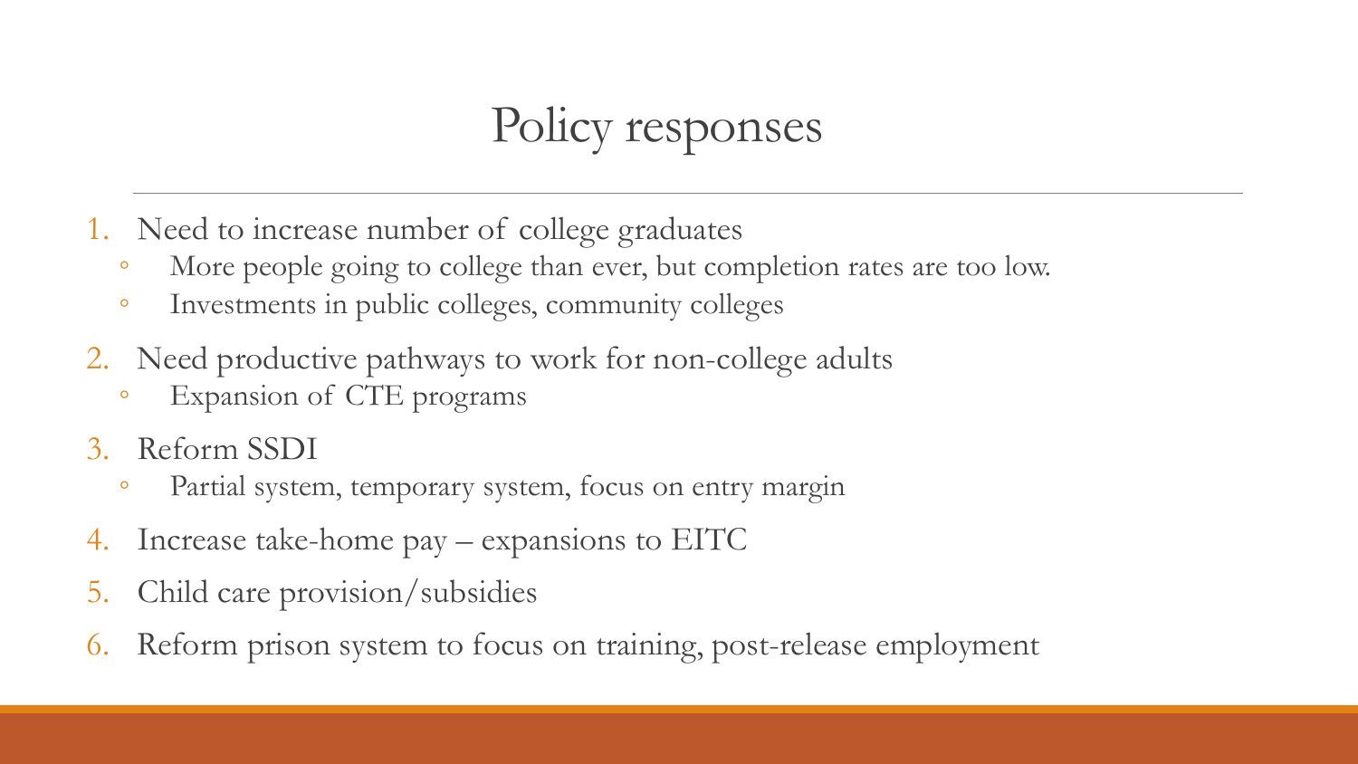# Policy responses

1. Need to increase number of college graduates
   - More people going to college than ever, but completion rates are too low.
   - Investments in public colleges, community colleges
2. Need productive pathways to work for non-college adults
   - Expansion of CTE programs
3. Reform SSDI
   - Partial system, temporary system, focus on entry margin
4. Increase take-home pay – expansions to EITC
5. Child care provision/subsidies
6. Reform prison system to focus on training, post-release employment